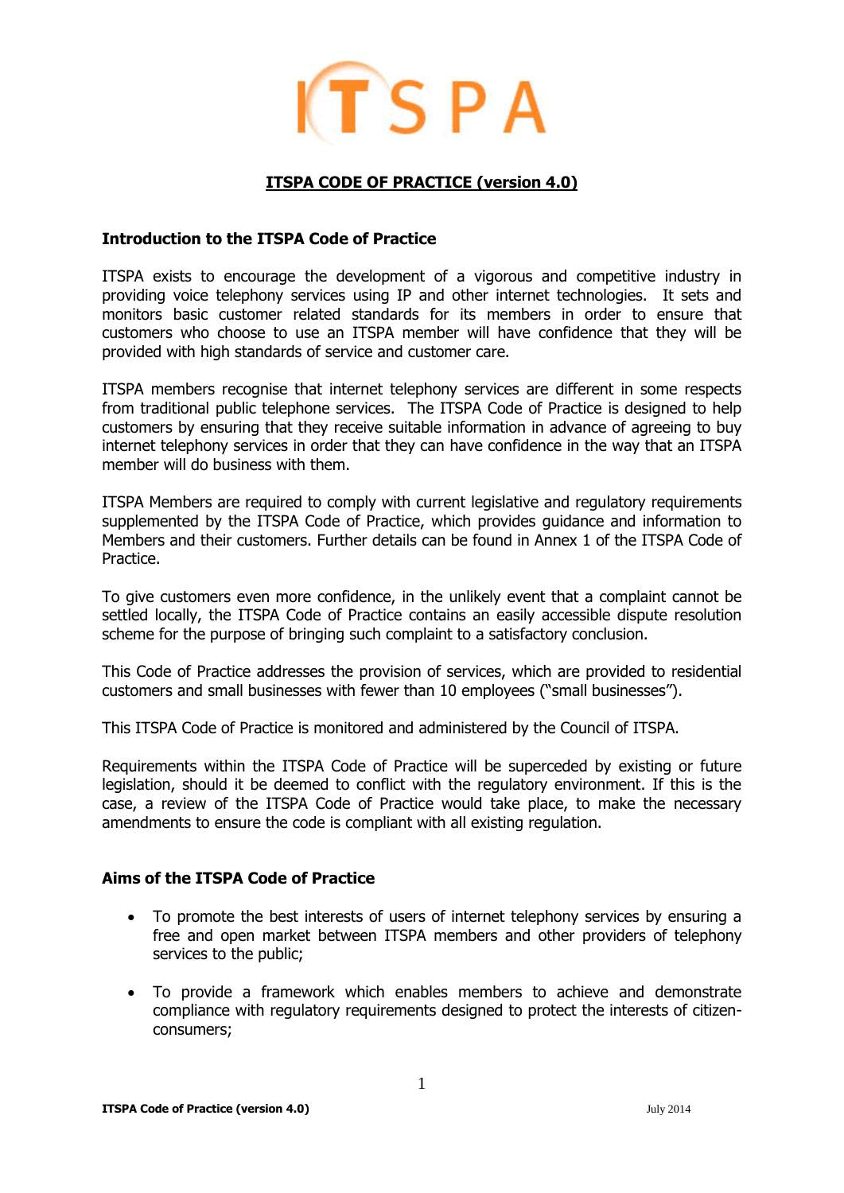ITSPA

# ITSPA CODE OF PRACTICE (version 4.0)

## Introduction to the ITSPA Code of Practice

ITSPA exists to encourage the development of a vigorous and competitive industry in providing voice telephony services using IP and other internet technologies. It sets and monitors basic customer related standards for its members in order to ensure that customers who choose to use an ITSPA member will have confidence that they will be provided with high standards of service and customer care.

ITSPA members recognise that internet telephony services are different in some respects from traditional public telephone services. The ITSPA Code of Practice is designed to help customers by ensuring that they receive suitable information in advance of agreeing to buy internet telephony services in order that they can have confidence in the way that an ITSPA member will do business with them.

ITSPA Members are required to comply with current legislative and regulatory requirements supplemented by the ITSPA Code of Practice, which provides guidance and information to Members and their customers. Further details can be found in Annex 1 of the ITSPA Code of Practice.

To give customers even more confidence, in the unlikely event that a complaint cannot be settled locally, the ITSPA Code of Practice contains an easily accessible dispute resolution scheme for the purpose of bringing such complaint to a satisfactory conclusion.

This Code of Practice addresses the provision of services, which are provided to residential customers and small businesses with fewer than 10 employees ("small businesses").

This ITSPA Code of Practice is monitored and administered by the Council of ITSPA.

Requirements within the ITSPA Code of Practice will be superceded by existing or future legislation, should it be deemed to conflict with the regulatory environment. If this is the case, a review of the ITSPA Code of Practice would take place, to make the necessary amendments to ensure the code is compliant with all existing regulation.

## Aims of the ITSPA Code of Practice

- To promote the best interests of users of internet telephony services by ensuring a free and open market between ITSPA members and other providers of telephony services to the public;
- To provide a framework which enables members to achieve and demonstrate compliance with regulatory requirements designed to protect the interests of citizen-consumers;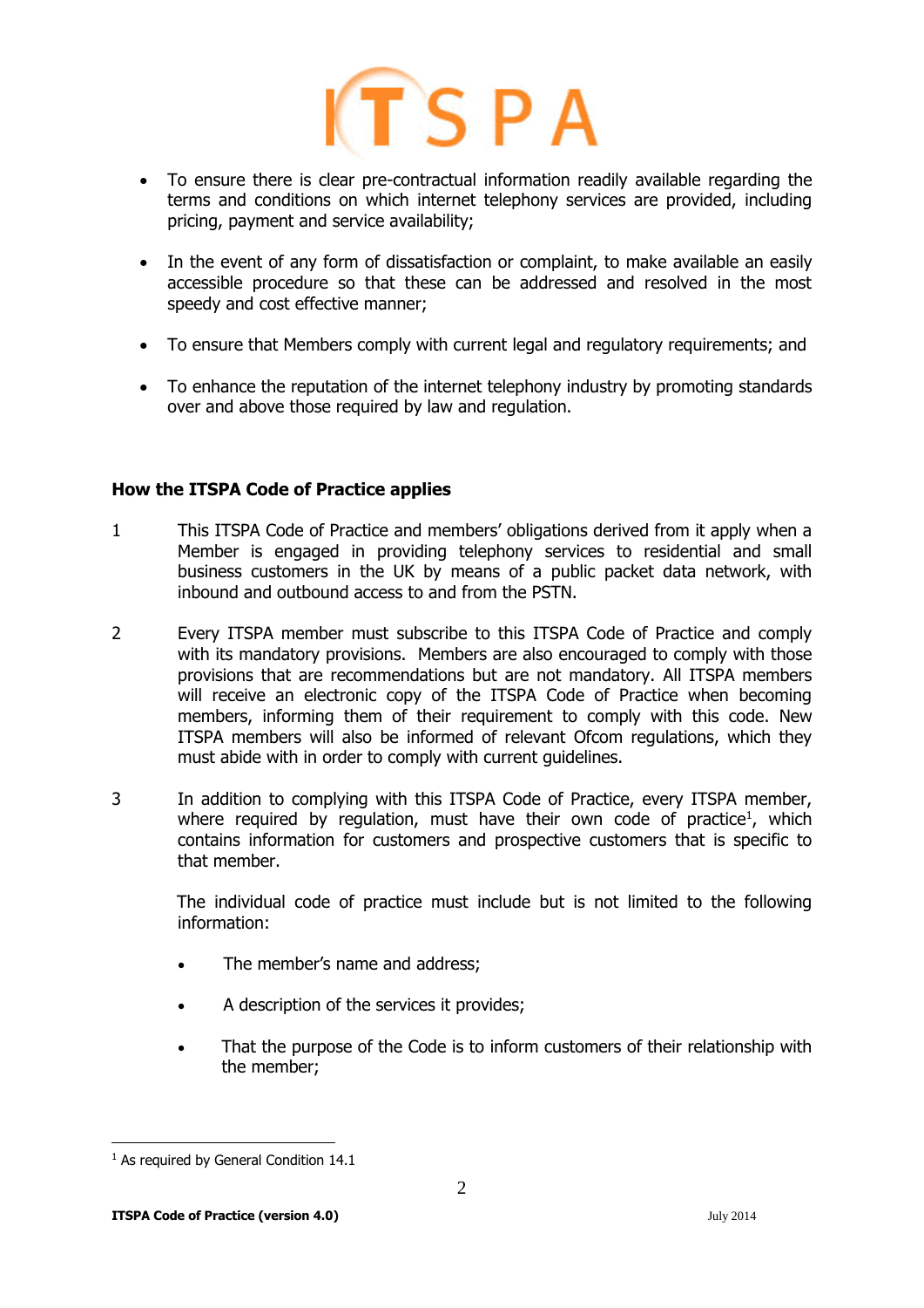- To ensure there is clear pre-contractual information readily available regarding the terms and conditions on which internet telephony services are provided, including pricing, payment and service availability;

- In the event of any form of dissatisfaction or complaint, to make available an easily accessible procedure so that these can be addressed and resolved in the most speedy and cost effective manner;

- To ensure that Members comply with current legal and regulatory requirements; and

- To enhance the reputation of the internet telephony industry by promoting standards over and above those required by law and regulation.

**How the ITSPA Code of Practice applies**

1 This ITSPA Code of Practice and members' obligations derived from it apply when a Member is engaged in providing telephony services to residential and small business customers in the UK by means of a public packet data network, with inbound and outbound access to and from the PSTN.

2 Every ITSPA member must subscribe to this ITSPA Code of Practice and comply with its mandatory provisions. Members are also encouraged to comply with those provisions that are recommendations but are not mandatory. All ITSPA members will receive an electronic copy of the ITSPA Code of Practice when becoming members, informing them of their requirement to comply with this code. New ITSPA members will also be informed of relevant Ofcom regulations, which they must abide with in order to comply with current guidelines.

3 In addition to complying with this ITSPA Code of Practice, every ITSPA member, where required by regulation, must have their own code of practice[1], which contains information for customers and prospective customers that is specific to that member.

The individual code of practice must include but is not limited to the following information:

- The member's name and address;

- A description of the services it provides;

- That the purpose of the Code is to inform customers of their relationship with the member;

[1] As required by General Condition 14.1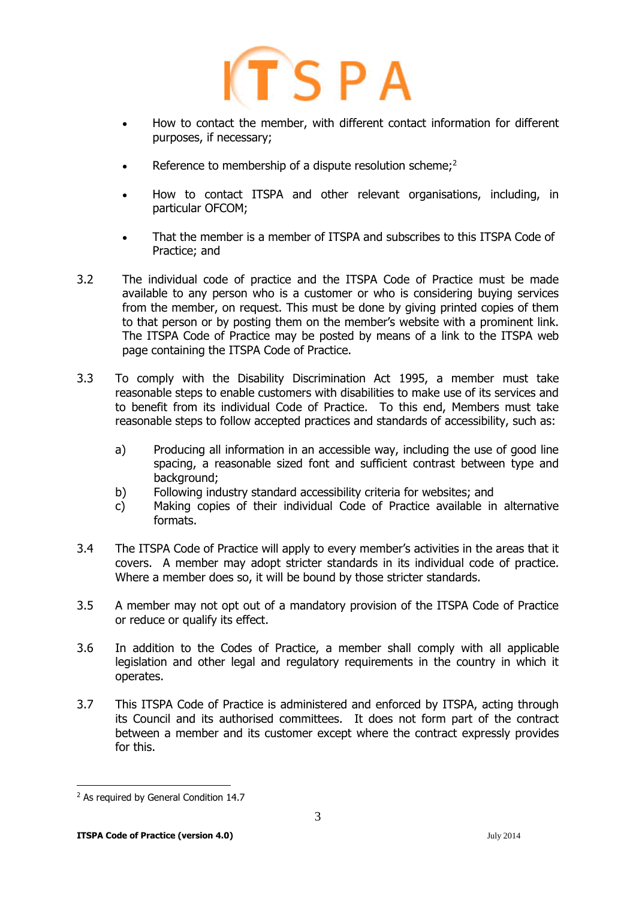- How to contact the member, with different contact information for different purposes, if necessary;

- Reference to membership of a dispute resolution scheme;[2]

- How to contact ITSPA and other relevant organisations, including, in particular OFCOM;

- That the member is a member of ITSPA and subscribes to this ITSPA Code of Practice; and

3.2 The individual code of practice and the ITSPA Code of Practice must be made available to any person who is a customer or who is considering buying services from the member, on request. This must be done by giving printed copies of them to that person or by posting them on the member's website with a prominent link. The ITSPA Code of Practice may be posted by means of a link to the ITSPA web page containing the ITSPA Code of Practice.

3.3 To comply with the Disability Discrimination Act 1995, a member must take reasonable steps to enable customers with disabilities to make use of its services and to benefit from its individual Code of Practice. To this end, Members must take reasonable steps to follow accepted practices and standards of accessibility, such as:

a) Producing all information in an accessible way, including the use of good line spacing, a reasonable sized font and sufficient contrast between type and background;
b) Following industry standard accessibility criteria for websites; and
c) Making copies of their individual Code of Practice available in alternative formats.

3.4 The ITSPA Code of Practice will apply to every member's activities in the areas that it covers. A member may adopt stricter standards in its individual code of practice. Where a member does so, it will be bound by those stricter standards.

3.5 A member may not opt out of a mandatory provision of the ITSPA Code of Practice or reduce or qualify its effect.

3.6 In addition to the Codes of Practice, a member shall comply with all applicable legislation and other legal and regulatory requirements in the country in which it operates.

3.7 This ITSPA Code of Practice is administered and enforced by ITSPA, acting through its Council and its authorised committees. It does not form part of the contract between a member and its customer except where the contract expressly provides for this.

[2] As required by General Condition 14.7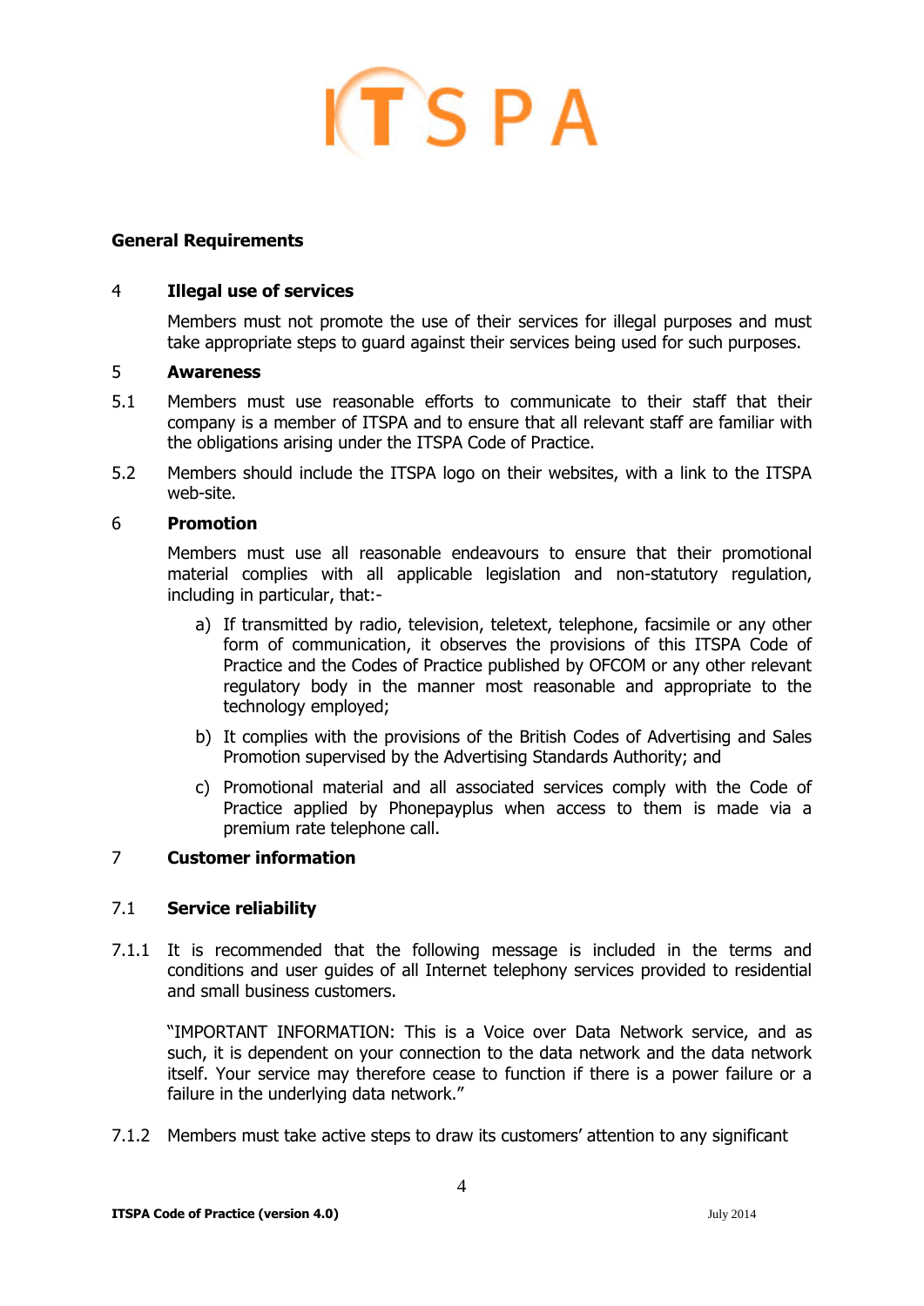## General Requirements

### 4 Illegal use of services

Members must not promote the use of their services for illegal purposes and must take appropriate steps to guard against their services being used for such purposes.

### 5 Awareness

5.1 Members must use reasonable efforts to communicate to their staff that their company is a member of ITSPA and to ensure that all relevant staff are familiar with the obligations arising under the ITSPA Code of Practice.

5.2 Members should include the ITSPA logo on their websites, with a link to the ITSPA web-site.

### 6 Promotion

Members must use all reasonable endeavours to ensure that their promotional material complies with all applicable legislation and non-statutory regulation, including in particular, that:-

a) If transmitted by radio, television, teletext, telephone, facsimile or any other form of communication, it observes the provisions of this ITSPA Code of Practice and the Codes of Practice published by OFCOM or any other relevant regulatory body in the manner most reasonable and appropriate to the technology employed;

b) It complies with the provisions of the British Codes of Advertising and Sales Promotion supervised by the Advertising Standards Authority; and

c) Promotional material and all associated services comply with the Code of Practice applied by Phonepayplus when access to them is made via a premium rate telephone call.

### 7 Customer information

#### 7.1 Service reliability

7.1.1 It is recommended that the following message is included in the terms and conditions and user guides of all Internet telephony services provided to residential and small business customers.

"IMPORTANT INFORMATION: This is a Voice over Data Network service, and as such, it is dependent on your connection to the data network and the data network itself. Your service may therefore cease to function if there is a power failure or a failure in the underlying data network."

7.1.2 Members must take active steps to draw its customers' attention to any significant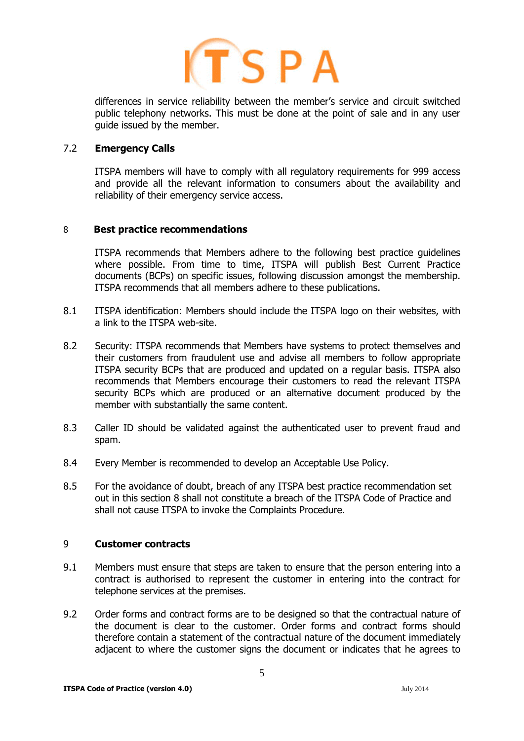differences in service reliability between the member's service and circuit switched public telephony networks. This must be done at the point of sale and in any user guide issued by the member.

### 7.2 Emergency Calls

ITSPA members will have to comply with all regulatory requirements for 999 access and provide all the relevant information to consumers about the availability and reliability of their emergency service access.

## 8 Best practice recommendations

ITSPA recommends that Members adhere to the following best practice guidelines where possible. From time to time, ITSPA will publish Best Current Practice documents (BCPs) on specific issues, following discussion amongst the membership. ITSPA recommends that all members adhere to these publications.

8.1 ITSPA identification: Members should include the ITSPA logo on their websites, with a link to the ITSPA web-site.

8.2 Security: ITSPA recommends that Members have systems to protect themselves and their customers from fraudulent use and advise all members to follow appropriate ITSPA security BCPs that are produced and updated on a regular basis. ITSPA also recommends that Members encourage their customers to read the relevant ITSPA security BCPs which are produced or an alternative document produced by the member with substantially the same content.

8.3 Caller ID should be validated against the authenticated user to prevent fraud and spam.

8.4 Every Member is recommended to develop an Acceptable Use Policy.

8.5 For the avoidance of doubt, breach of any ITSPA best practice recommendation set out in this section 8 shall not constitute a breach of the ITSPA Code of Practice and shall not cause ITSPA to invoke the Complaints Procedure.

## 9 Customer contracts

9.1 Members must ensure that steps are taken to ensure that the person entering into a contract is authorised to represent the customer in entering into the contract for telephone services at the premises.

9.2 Order forms and contract forms are to be designed so that the contractual nature of the document is clear to the customer. Order forms and contract forms should therefore contain a statement of the contractual nature of the document immediately adjacent to where the customer signs the document or indicates that he agrees to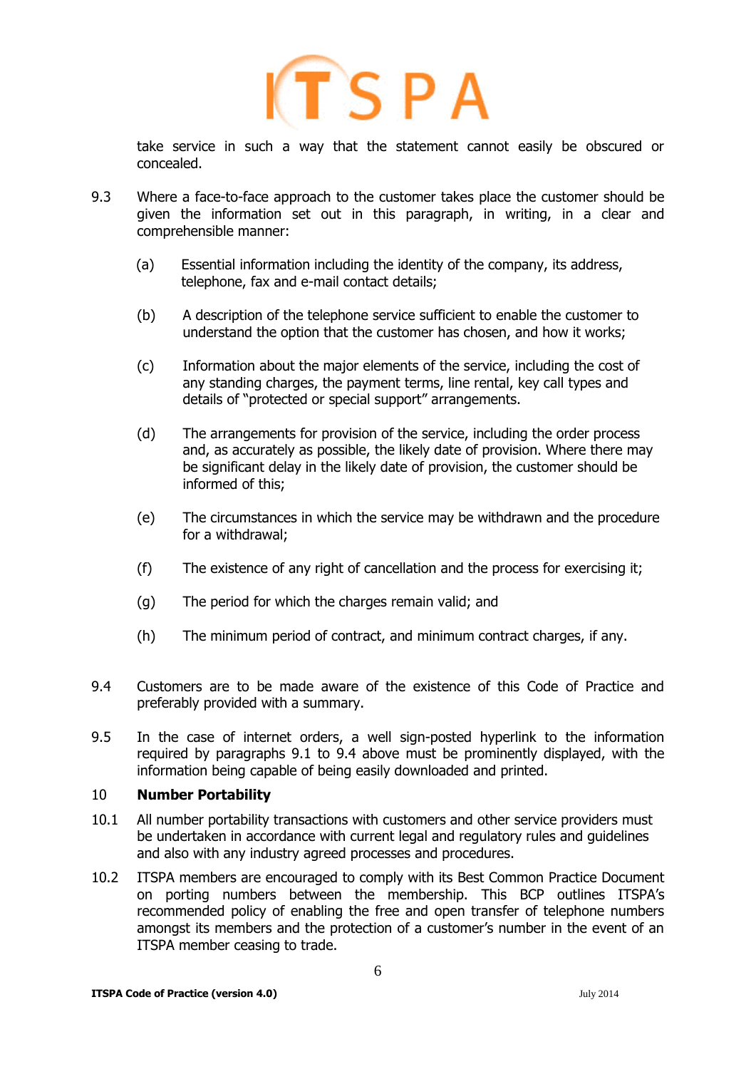take service in such a way that the statement cannot easily be obscured or concealed.

9.3 Where a face-to-face approach to the customer takes place the customer should be given the information set out in this paragraph, in writing, in a clear and comprehensible manner:

(a) Essential information including the identity of the company, its address, telephone, fax and e-mail contact details;

(b) A description of the telephone service sufficient to enable the customer to understand the option that the customer has chosen, and how it works;

(c) Information about the major elements of the service, including the cost of any standing charges, the payment terms, line rental, key call types and details of "protected or special support" arrangements.

(d) The arrangements for provision of the service, including the order process and, as accurately as possible, the likely date of provision. Where there may be significant delay in the likely date of provision, the customer should be informed of this;

(e) The circumstances in which the service may be withdrawn and the procedure for a withdrawal;

(f) The existence of any right of cancellation and the process for exercising it;

(g) The period for which the charges remain valid; and

(h) The minimum period of contract, and minimum contract charges, if any.

9.4 Customers are to be made aware of the existence of this Code of Practice and preferably provided with a summary.

9.5 In the case of internet orders, a well sign-posted hyperlink to the information required by paragraphs 9.1 to 9.4 above must be prominently displayed, with the information being capable of being easily downloaded and printed.

## 10 Number Portability

10.1 All number portability transactions with customers and other service providers must be undertaken in accordance with current legal and regulatory rules and guidelines and also with any industry agreed processes and procedures.

10.2 ITSPA members are encouraged to comply with its Best Common Practice Document on porting numbers between the membership. This BCP outlines ITSPA's recommended policy of enabling the free and open transfer of telephone numbers amongst its members and the protection of a customer's number in the event of an ITSPA member ceasing to trade.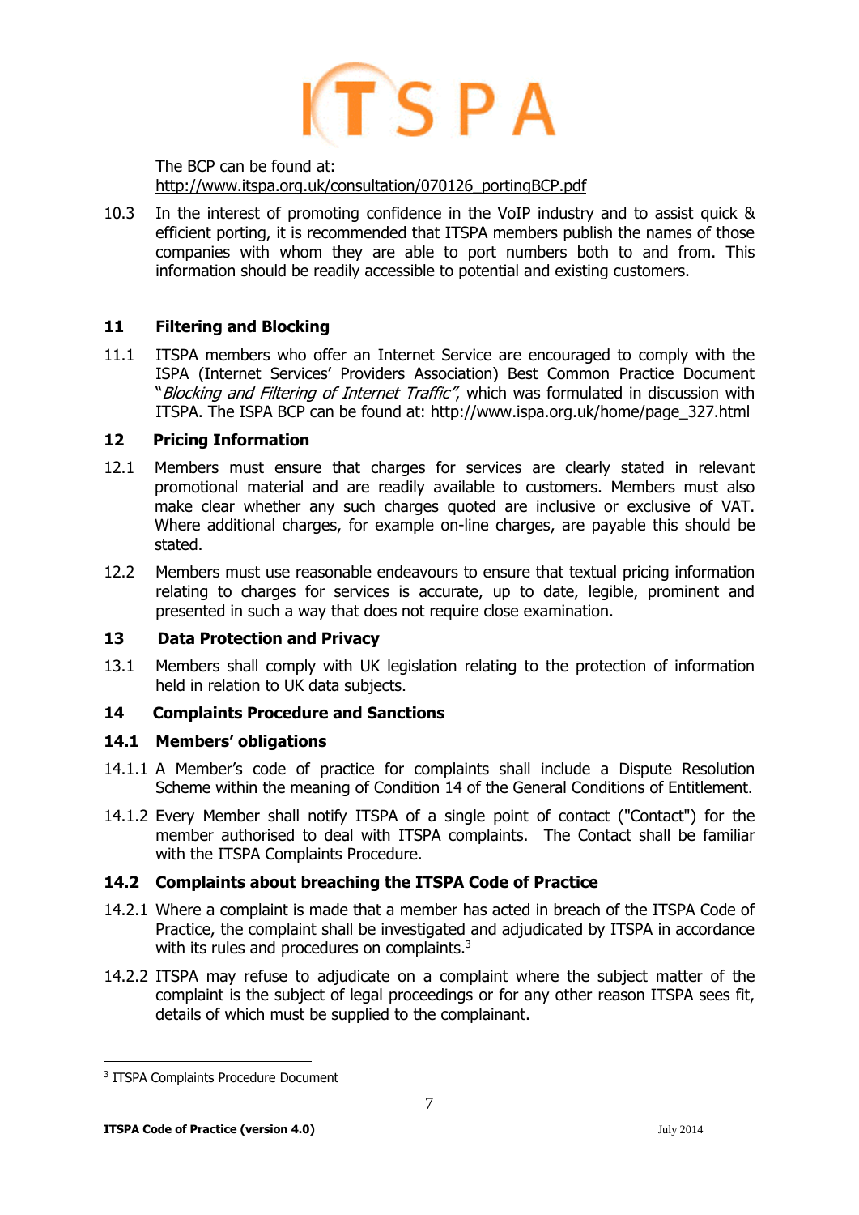The BCP can be found at:
http://www.itspa.org.uk/consultation/070126_portingBCP.pdf

10.3 In the interest of promoting confidence in the VoIP industry and to assist quick & efficient porting, it is recommended that ITSPA members publish the names of those companies with whom they are able to port numbers both to and from. This information should be readily accessible to potential and existing customers.

## 11 Filtering and Blocking

11.1 ITSPA members who offer an Internet Service are encouraged to comply with the ISPA (Internet Services' Providers Association) Best Common Practice Document "*Blocking and Filtering of Internet Traffic"*, which was formulated in discussion with ITSPA. The ISPA BCP can be found at: http://www.ispa.org.uk/home/page_327.html

## 12 Pricing Information

12.1 Members must ensure that charges for services are clearly stated in relevant promotional material and are readily available to customers. Members must also make clear whether any such charges quoted are inclusive or exclusive of VAT. Where additional charges, for example on-line charges, are payable this should be stated.

12.2 Members must use reasonable endeavours to ensure that textual pricing information relating to charges for services is accurate, up to date, legible, prominent and presented in such a way that does not require close examination.

## 13 Data Protection and Privacy

13.1 Members shall comply with UK legislation relating to the protection of information held in relation to UK data subjects.

## 14 Complaints Procedure and Sanctions

### 14.1 Members' obligations

14.1.1 A Member's code of practice for complaints shall include a Dispute Resolution Scheme within the meaning of Condition 14 of the General Conditions of Entitlement.

14.1.2 Every Member shall notify ITSPA of a single point of contact ("Contact") for the member authorised to deal with ITSPA complaints. The Contact shall be familiar with the ITSPA Complaints Procedure.

### 14.2 Complaints about breaching the ITSPA Code of Practice

14.2.1 Where a complaint is made that a member has acted in breach of the ITSPA Code of Practice, the complaint shall be investigated and adjudicated by ITSPA in accordance with its rules and procedures on complaints.[3]

14.2.2 ITSPA may refuse to adjudicate on a complaint where the subject matter of the complaint is the subject of legal proceedings or for any other reason ITSPA sees fit, details of which must be supplied to the complainant.

[3] ITSPA Complaints Procedure Document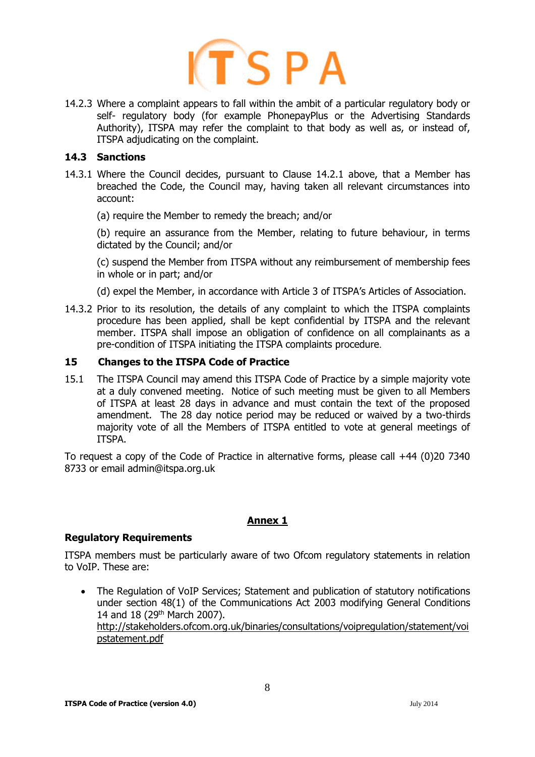14.2.3 Where a complaint appears to fall within the ambit of a particular regulatory body or self- regulatory body (for example PhonepayPlus or the Advertising Standards Authority), ITSPA may refer the complaint to that body as well as, or instead of, ITSPA adjudicating on the complaint.

### 14.3 Sanctions

14.3.1 Where the Council decides, pursuant to Clause 14.2.1 above, that a Member has breached the Code, the Council may, having taken all relevant circumstances into account:

(a) require the Member to remedy the breach; and/or

(b) require an assurance from the Member, relating to future behaviour, in terms dictated by the Council; and/or

(c) suspend the Member from ITSPA without any reimbursement of membership fees in whole or in part; and/or

(d) expel the Member, in accordance with Article 3 of ITSPA's Articles of Association.

14.3.2 Prior to its resolution, the details of any complaint to which the ITSPA complaints procedure has been applied, shall be kept confidential by ITSPA and the relevant member. ITSPA shall impose an obligation of confidence on all complainants as a pre-condition of ITSPA initiating the ITSPA complaints procedure.

## 15 Changes to the ITSPA Code of Practice

15.1 The ITSPA Council may amend this ITSPA Code of Practice by a simple majority vote at a duly convened meeting. Notice of such meeting must be given to all Members of ITSPA at least 28 days in advance and must contain the text of the proposed amendment. The 28 day notice period may be reduced or waived by a two-thirds majority vote of all the Members of ITSPA entitled to vote at general meetings of ITSPA.

To request a copy of the Code of Practice in alternative forms, please call +44 (0)20 7340 8733 or email admin@itspa.org.uk

## Annex 1

### Regulatory Requirements

ITSPA members must be particularly aware of two Ofcom regulatory statements in relation to VoIP. These are:

- The Regulation of VoIP Services; Statement and publication of statutory notifications under section 48(1) of the Communications Act 2003 modifying General Conditions 14 and 18 (29th March 2007). http://stakeholders.ofcom.org.uk/binaries/consultations/voipregulation/statement/voipstatement.pdf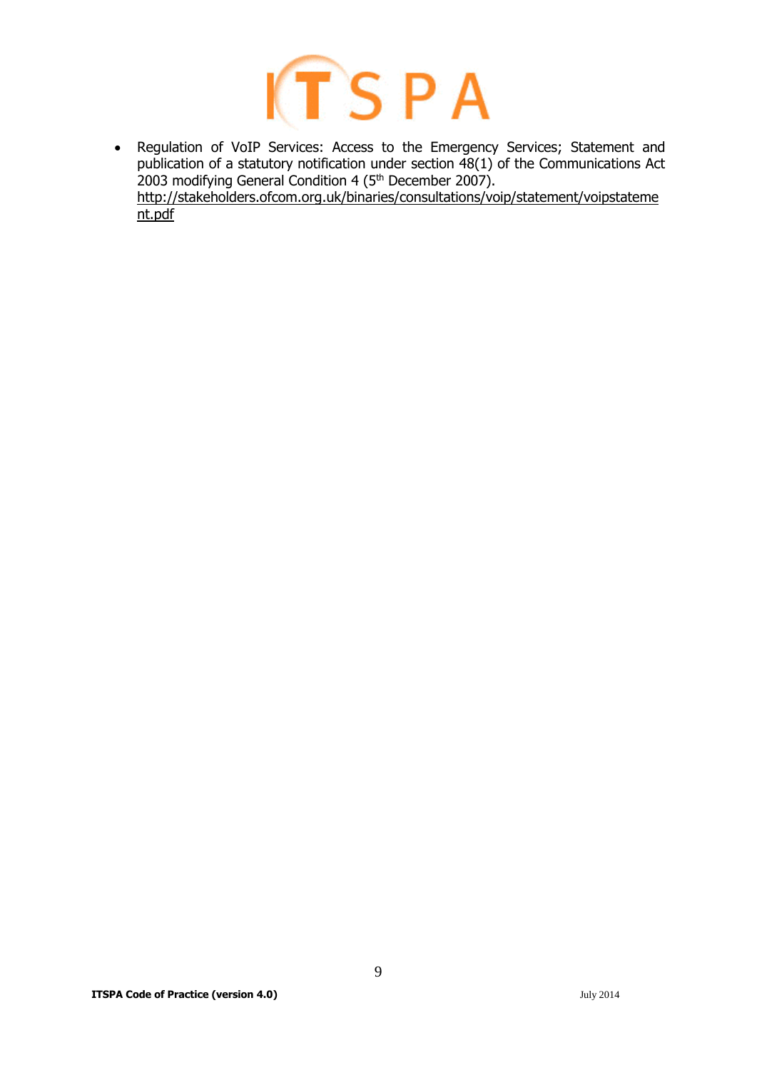- Regulation of VoIP Services: Access to the Emergency Services; Statement and publication of a statutory notification under section 48(1) of the Communications Act 2003 modifying General Condition 4 (5th December 2007). http://stakeholders.ofcom.org.uk/binaries/consultations/voip/statement/voipstatement.pdf